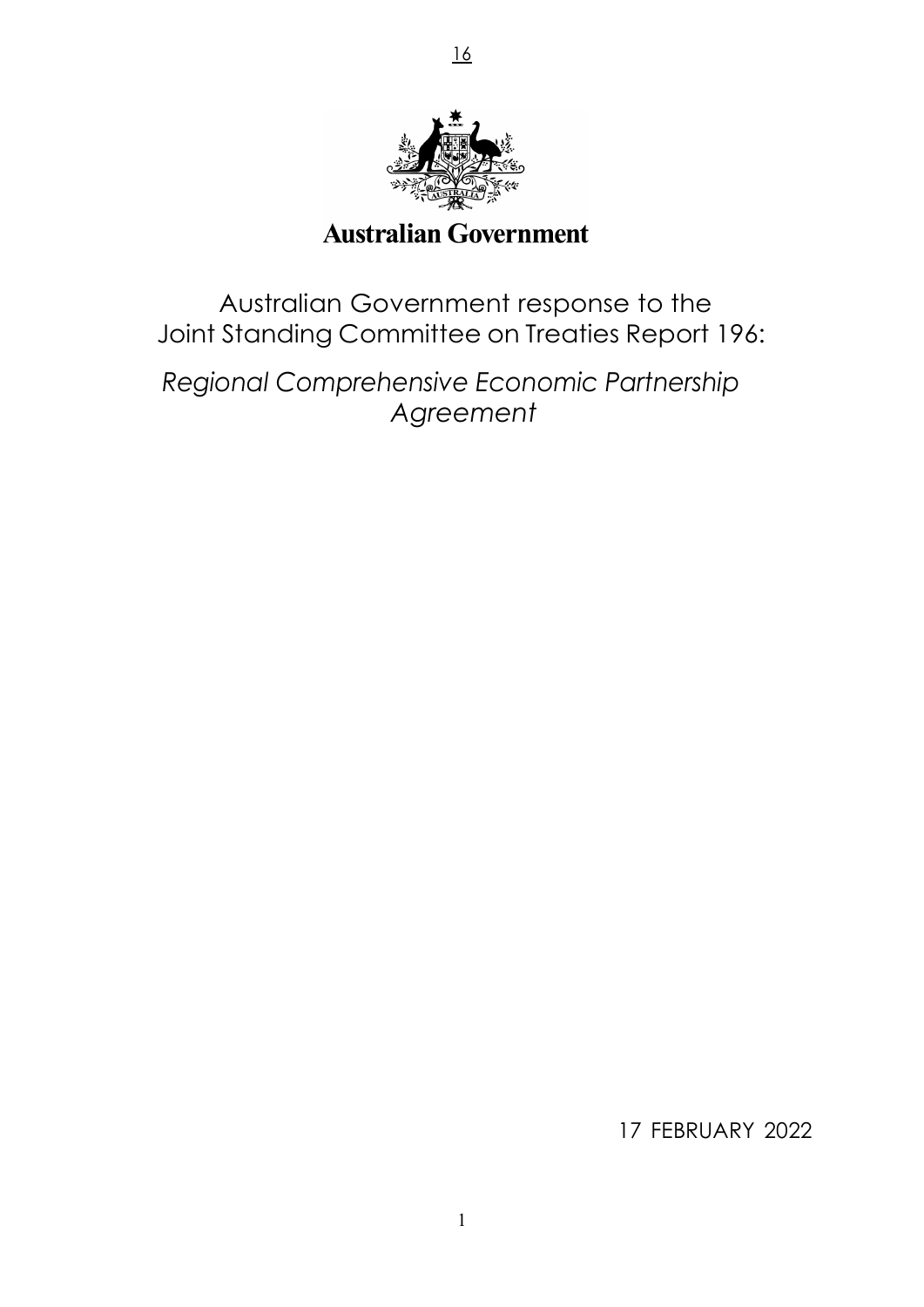**Australian Government**

# Australian Government response to the Joint Standing Committee on Treaties Report 196:

## *Regional Comprehensive Economic Partnership Agreement*

17 FEBRUARY 2022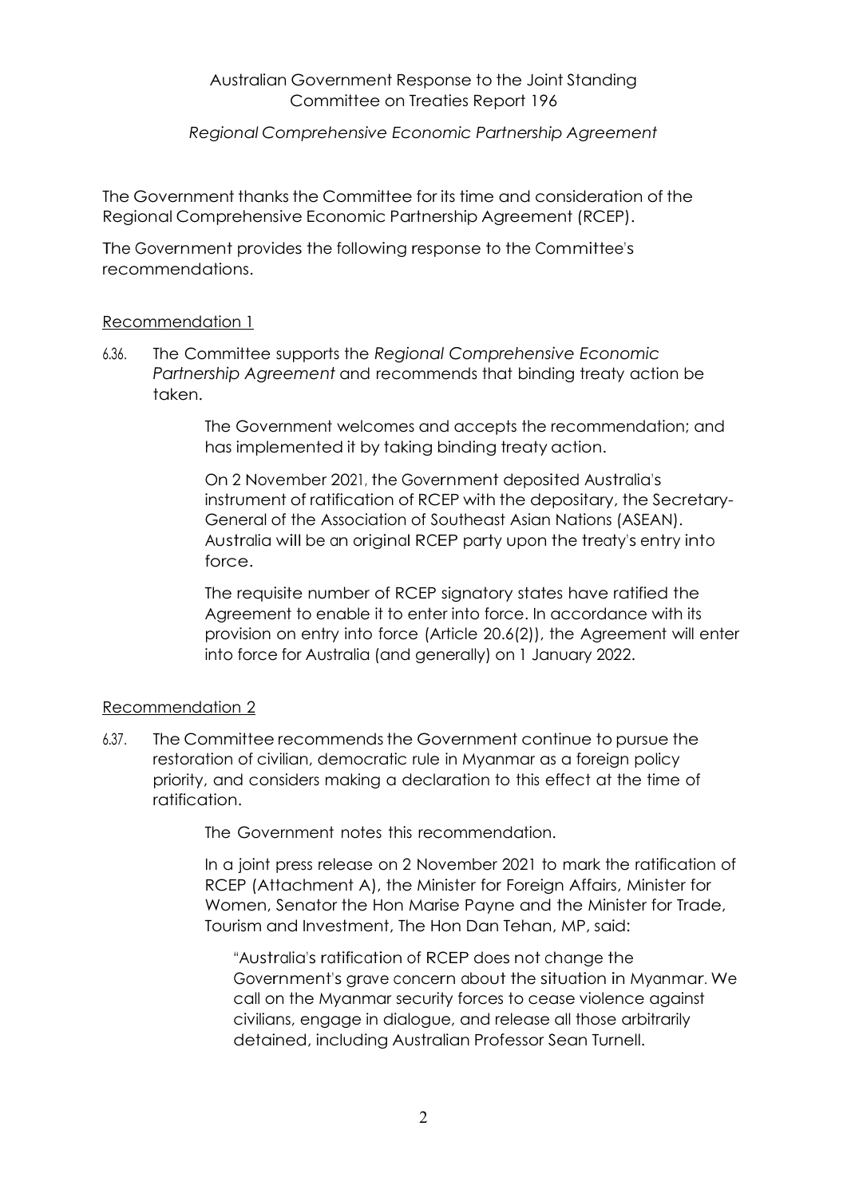Australian Government Response to the Joint Standing Committee on Treaties Report 196

*Regional Comprehensive Economic Partnership Agreement*

The Government thanks the Committee for its time and consideration of the Regional Comprehensive Economic Partnership Agreement (RCEP).

The Government provides the following response to the Committee's recommendations.

## Recommendation 1

6.36. The Committee supports the *Regional Comprehensive Economic Partnership Agreement* and recommends that binding treaty action be taken.

> The Government welcomes and accepts the recommendation; and has implemented it by taking binding treaty action.
>
> On 2 November 2021, the Government deposited Australia's instrument of ratification of RCEP with the depositary, the Secretary-General of the Association of Southeast Asian Nations (ASEAN). Australia will be an original RCEP party upon the treaty's entry into force.
>
> The requisite number of RCEP signatory states have ratified the Agreement to enable it to enter into force. In accordance with its provision on entry into force (Article 20.6(2)), the Agreement will enter into force for Australia (and generally) on 1 January 2022.

## Recommendation 2

6.37. The Committee recommends the Government continue to pursue the restoration of civilian, democratic rule in Myanmar as a foreign policy priority, and considers making a declaration to this effect at the time of ratification.

> The Government notes this recommendation.
>
> In a joint press release on 2 November 2021 to mark the ratification of RCEP (Attachment A), the Minister for Foreign Affairs, Minister for Women, Senator the Hon Marise Payne and the Minister for Trade, Tourism and Investment, The Hon Dan Tehan, MP, said:
>
> > "Australia's ratification of RCEP does not change the Government's grave concern about the situation in Myanmar. We call on the Myanmar security forces to cease violence against civilians, engage in dialogue, and release all those arbitrarily detained, including Australian Professor Sean Turnell.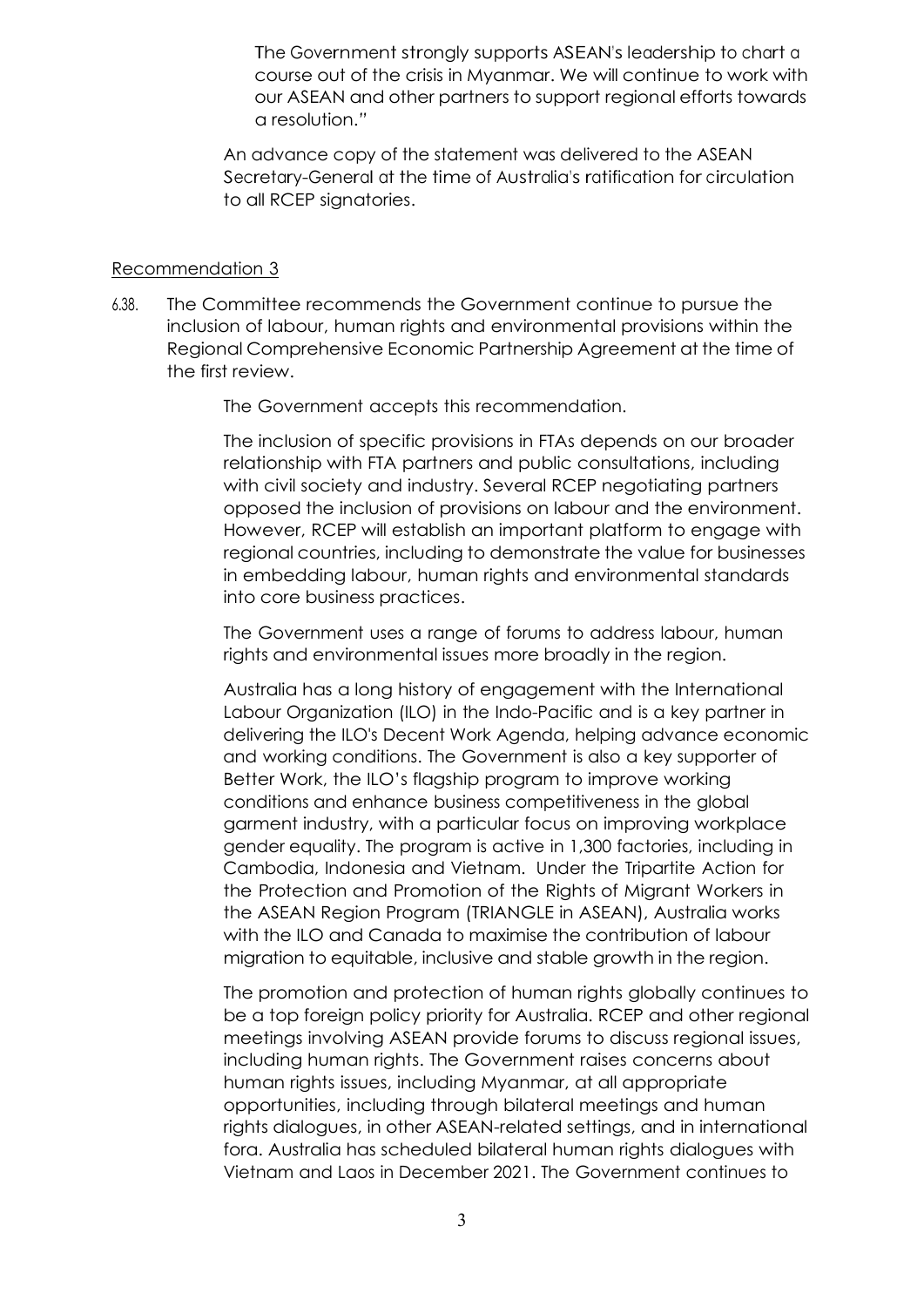The Government strongly supports ASEAN's leadership to chart a course out of the crisis in Myanmar. We will continue to work with our ASEAN and other partners to support regional efforts towards a resolution."

An advance copy of the statement was delivered to the ASEAN Secretary-General at the time of Australia's ratification for circulation to all RCEP signatories.

Recommendation 3

6.38. The Committee recommends the Government continue to pursue the inclusion of labour, human rights and environmental provisions within the Regional Comprehensive Economic Partnership Agreement at the time of the first review.

The Government accepts this recommendation.

The inclusion of specific provisions in FTAs depends on our broader relationship with FTA partners and public consultations, including with civil society and industry. Several RCEP negotiating partners opposed the inclusion of provisions on labour and the environment. However, RCEP will establish an important platform to engage with regional countries, including to demonstrate the value for businesses in embedding labour, human rights and environmental standards into core business practices.

The Government uses a range of forums to address labour, human rights and environmental issues more broadly in the region.

Australia has a long history of engagement with the International Labour Organization (ILO) in the Indo-Pacific and is a key partner in delivering the ILO's Decent Work Agenda, helping advance economic and working conditions. The Government is also a key supporter of Better Work, the ILO's flagship program to improve working conditions and enhance business competitiveness in the global garment industry, with a particular focus on improving workplace gender equality. The program is active in 1,300 factories, including in Cambodia, Indonesia and Vietnam. Under the Tripartite Action for the Protection and Promotion of the Rights of Migrant Workers in the ASEAN Region Program (TRIANGLE in ASEAN), Australia works with the ILO and Canada to maximise the contribution of labour migration to equitable, inclusive and stable growth in the region.

The promotion and protection of human rights globally continues to be a top foreign policy priority for Australia. RCEP and other regional meetings involving ASEAN provide forums to discuss regional issues, including human rights. The Government raises concerns about human rights issues, including Myanmar, at all appropriate opportunities, including through bilateral meetings and human rights dialogues, in other ASEAN-related settings, and in international fora. Australia has scheduled bilateral human rights dialogues with Vietnam and Laos in December 2021. The Government continues to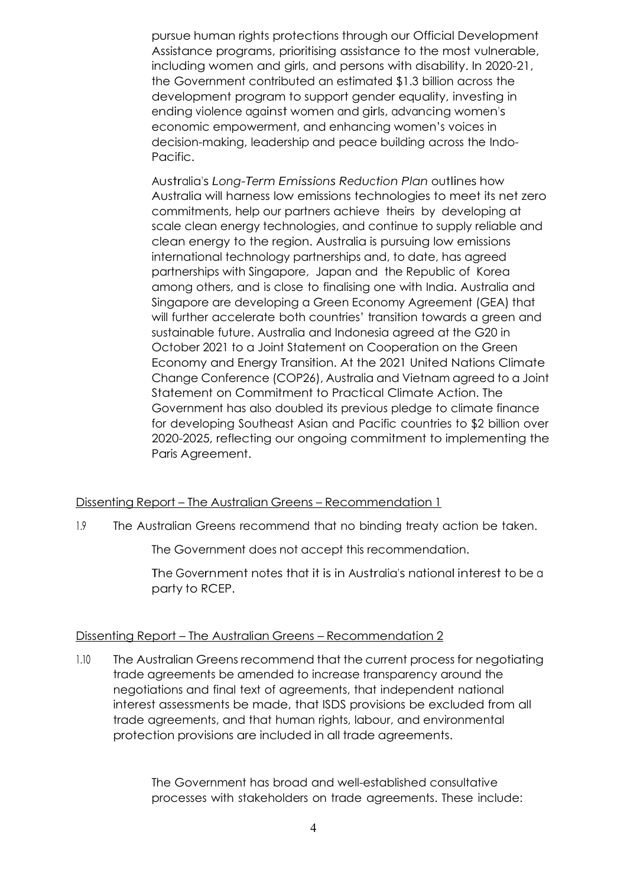pursue human rights protections through our Official Development Assistance programs, prioritising assistance to the most vulnerable, including women and girls, and persons with disability. In 2020-21, the Government contributed an estimated $1.3 billion across the development program to support gender equality, investing in ending violence against women and girls, advancing women's economic empowerment, and enhancing women's voices in decision-making, leadership and peace building across the Indo-Pacific.

Australia's *Long-Term Emissions Reduction Plan* outlines how Australia will harness low emissions technologies to meet its net zero commitments, help our partners achieve theirs by developing at scale clean energy technologies, and continue to supply reliable and clean energy to the region. Australia is pursuing low emissions international technology partnerships and, to date, has agreed partnerships with Singapore, Japan and the Republic of Korea among others, and is close to finalising one with India. Australia and Singapore are developing a Green Economy Agreement (GEA) that will further accelerate both countries' transition towards a green and sustainable future. Australia and Indonesia agreed at the G20 in October 2021 to a Joint Statement on Cooperation on the Green Economy and Energy Transition. At the 2021 United Nations Climate Change Conference (COP26), Australia and Vietnam agreed to a Joint Statement on Commitment to Practical Climate Action. The Government has also doubled its previous pledge to climate finance for developing Southeast Asian and Pacific countries to $2 billion over 2020-2025, reflecting our ongoing commitment to implementing the Paris Agreement.

Dissenting Report – The Australian Greens – Recommendation 1

1.9 The Australian Greens recommend that no binding treaty action be taken.

The Government does not accept this recommendation.

The Government notes that it is in Australia's national interest to be a party to RCEP.

Dissenting Report – The Australian Greens – Recommendation 2

1.10 The Australian Greens recommend that the current process for negotiating trade agreements be amended to increase transparency around the negotiations and final text of agreements, that independent national interest assessments be made, that ISDS provisions be excluded from all trade agreements, and that human rights, labour, and environmental protection provisions are included in all trade agreements.

The Government has broad and well-established consultative processes with stakeholders on trade agreements. These include: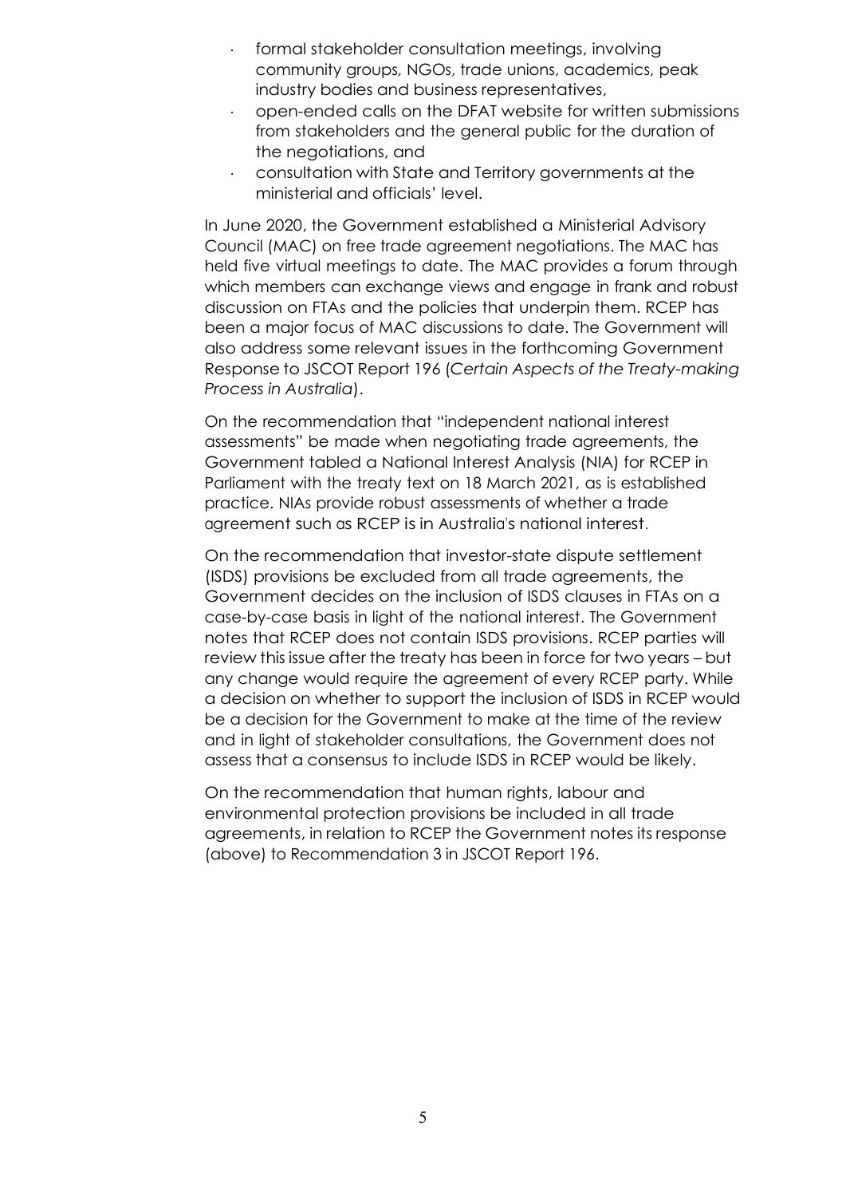- formal stakeholder consultation meetings, involving community groups, NGOs, trade unions, academics, peak industry bodies and business representatives,
- open-ended calls on the DFAT website for written submissions from stakeholders and the general public for the duration of the negotiations, and
- consultation with State and Territory governments at the ministerial and officials' level.

In June 2020, the Government established a Ministerial Advisory Council (MAC) on free trade agreement negotiations. The MAC has held five virtual meetings to date. The MAC provides a forum through which members can exchange views and engage in frank and robust discussion on FTAs and the policies that underpin them. RCEP has been a major focus of MAC discussions to date. The Government will also address some relevant issues in the forthcoming Government Response to JSCOT Report 196 (*Certain Aspects of the Treaty-making Process in Australia*).

On the recommendation that "independent national interest assessments" be made when negotiating trade agreements, the Government tabled a National Interest Analysis (NIA) for RCEP in Parliament with the treaty text on 18 March 2021, as is established practice. NIAs provide robust assessments of whether a trade agreement such as RCEP is in Australia's national interest.

On the recommendation that investor-state dispute settlement (ISDS) provisions be excluded from all trade agreements, the Government decides on the inclusion of ISDS clauses in FTAs on a case-by-case basis in light of the national interest. The Government notes that RCEP does not contain ISDS provisions. RCEP parties will review this issue after the treaty has been in force for two years – but any change would require the agreement of every RCEP party. While a decision on whether to support the inclusion of ISDS in RCEP would be a decision for the Government to make at the time of the review and in light of stakeholder consultations, the Government does not assess that a consensus to include ISDS in RCEP would be likely.

On the recommendation that human rights, labour and environmental protection provisions be included in all trade agreements, in relation to RCEP the Government notes its response (above) to Recommendation 3 in JSCOT Report 196.